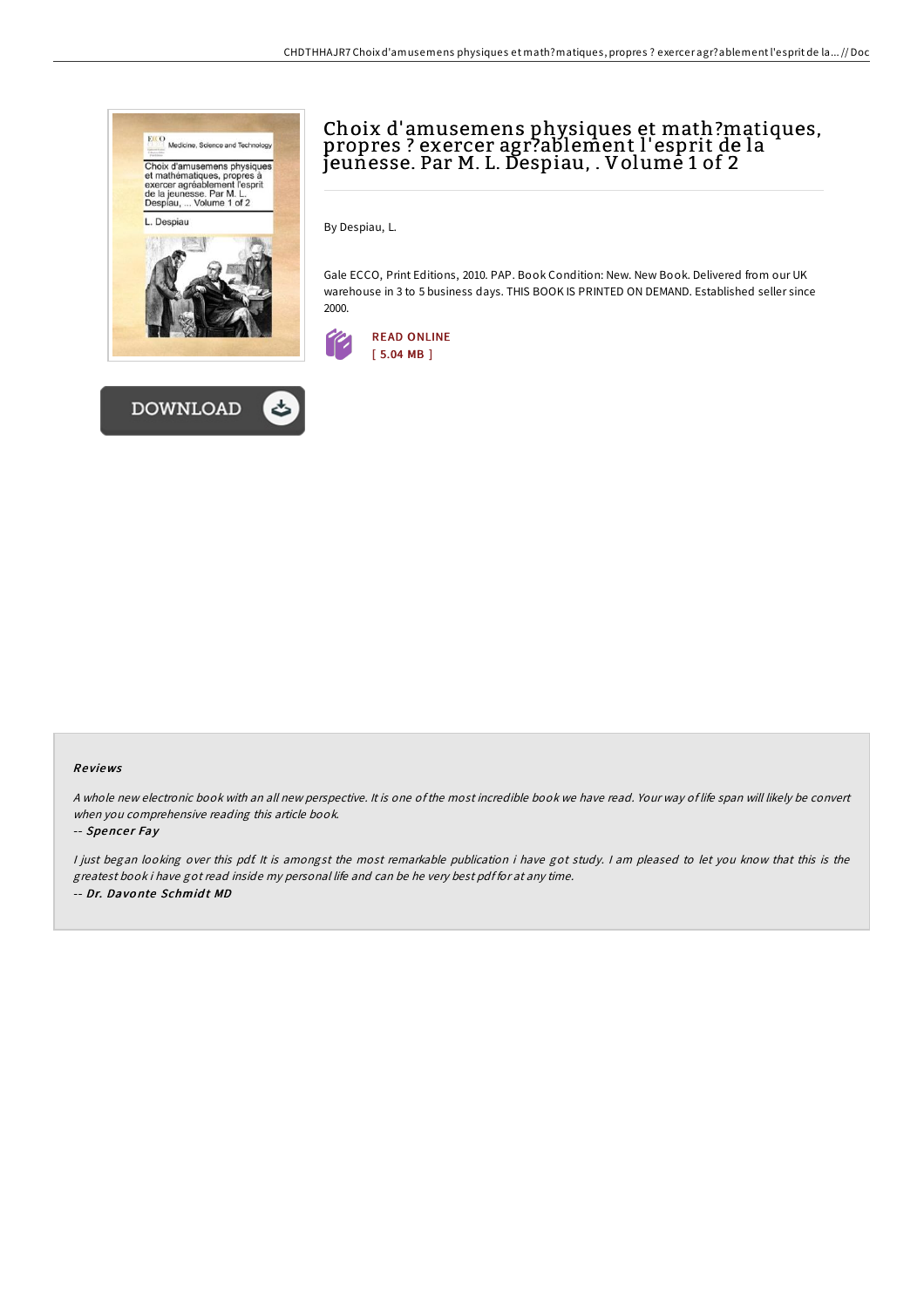# Choix d'amusemens physiques et math?matiques, propres ? exercer agr?ablement l'esprit de la jeunesse. Par M. L. Despiau, . Volume 1 of 2

By Despiau, L.

Gale ECCO, Print Editions, 2010. PAP. Book Condition: New. New Book. Delivered from our UK warehouse in 3 to 5 business days. THIS BOOK IS PRINTED ON DEMAND. Established seller since 2000.

READ ONLINE
[ 5.04 MB ]

DOWNLOAD

## Reviews

*A whole new electronic book with an all new perspective. It is one of the most incredible book we have read. Your way of life span will likely be convert when you comprehensive reading this article book.*

-- *Spencer Fay*

*I just began looking over this pdf. It is amongst the most remarkable publication i have got study. I am pleased to let you know that this is the greatest book i have got read inside my personal life and can be he very best pdf for at any time.*

-- *Dr. Davonte Schmidt MD*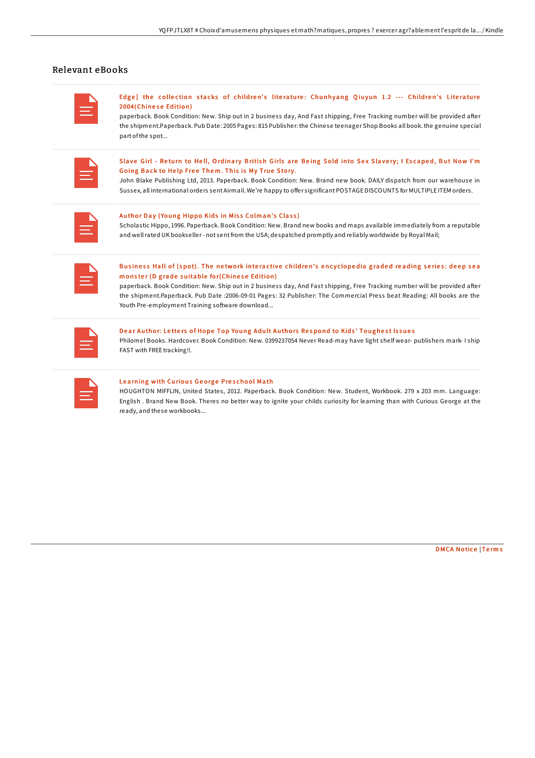## Relevant eBooks

### Edge] the collection stacks of children's literature: Chunhyang Qiuyun 1.2 --- Children's Literature 2004(Chinese Edition)

paperback. Book Condition: New. Ship out in 2 business day, And Fast shipping, Free Tracking number will be provided after the shipment.Paperback. Pub Date: 2005 Pages: 815 Publisher: the Chinese teenager Shop Books all book. the genuine special part of the spot...

### Slave Girl - Return to Hell, Ordinary British Girls are Being Sold into Sex Slavery; I Escaped, But Now I'm Going Back to Help Free Them. This is My True Story.

John Blake Publishing Ltd, 2013. Paperback. Book Condition: New. Brand new book. DAILY dispatch from our warehouse in Sussex, all international orders sent Airmail. We're happy to offer significant POSTAGE DISCOUNTS for MULTIPLE ITEM orders.

### Author Day (Young Hippo Kids in Miss Colman's Class)

Scholastic Hippo, 1996. Paperback. Book Condition: New. Brand new books and maps available immediately from a reputable and well rated UK bookseller - not sent from the USA; despatched promptly and reliably worldwide by Royal Mail;

### Business Hall of (spot). The network interactive children's encyclopedia graded reading series: deep sea monster (D grade suitable for(Chinese Edition)

paperback. Book Condition: New. Ship out in 2 business day, And Fast shipping, Free Tracking number will be provided after the shipment.Paperback. Pub Date :2006-09-01 Pages: 32 Publisher: The Commercial Press beat Reading: All books are the Youth Pre-employment Training software download...

### Dear Author: Letters of Hope Top Young Adult Authors Respond to Kids' Toughest Issues

Philomel Books. Hardcover. Book Condition: New. 0399237054 Never Read-may have light shelf wear- publishers mark- I ship FAST with FREE tracking!!.

### Learning with Curious George Preschool Math

HOUGHTON MIFFLIN, United States, 2012. Paperback. Book Condition: New. Student, Workbook. 279 x 203 mm. Language: English . Brand New Book. Theres no better way to ignite your childs curiosity for learning than with Curious George at the ready, and these workbooks...

DMCA Notice | Terms